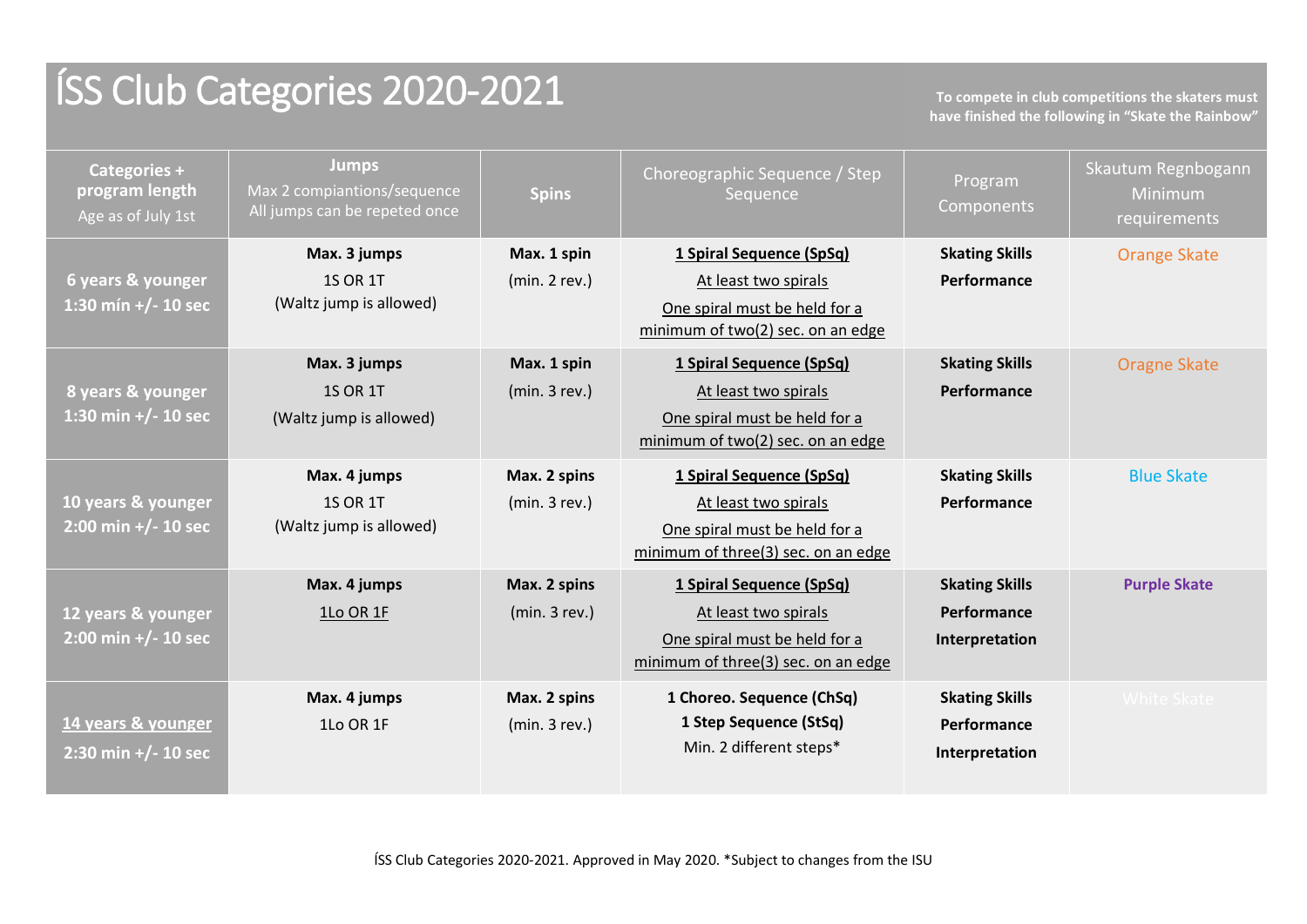# ÍSS Club Categories 2020-2021

**To compete in club competitions the skaters must have finished the following in "Skate the Rainbow"**

| **Categories + program length** Age as of July 1st | **Jumps** Max 2 compiantions/sequence All jumps can be repeted once | **Spins** | Choreographic Sequence / Step Sequence | Program Components | Skautum Regnbogann Minimum requirements |
|---|---|---|---|---|---|
| **6 years & younger** **1:30 mín +/- 10 sec** | **Max. 3 jumps** 1S OR 1T (Waltz jump is allowed) | **Max. 1 spin** (min. 2 rev.) | **1 Spiral Sequence (SpSq)** At least two spirals One spiral must be held for a minimum of two(2) sec. on an edge | **Skating Skills** **Performance** | Orange Skate |
| **8 years & younger** **1:30 min +/- 10 sec** | **Max. 3 jumps** 1S OR 1T (Waltz jump is allowed) | **Max. 1 spin** (min. 3 rev.) | **1 Spiral Sequence (SpSq)** At least two spirals One spiral must be held for a minimum of two(2) sec. on an edge | **Skating Skills** **Performance** | Oragne Skate |
| **10 years & younger** **2:00 min +/- 10 sec** | **Max. 4 jumps** 1S OR 1T (Waltz jump is allowed) | **Max. 2 spins** (min. 3 rev.) | **1 Spiral Sequence (SpSq)** At least two spirals One spiral must be held for a minimum of three(3) sec. on an edge | **Skating Skills** **Performance** | Blue Skate |
| **12 years & younger** **2:00 min +/- 10 sec** | **Max. 4 jumps** 1Lo OR 1F | **Max. 2 spins** (min. 3 rev.) | **1 Spiral Sequence (SpSq)** At least two spirals One spiral must be held for a minimum of three(3) sec. on an edge | **Skating Skills** **Performance** **Interpretation** | **Purple Skate** |
| **14 years & younger** **2:30 min +/- 10 sec** | **Max. 4 jumps** 1Lo OR 1F | **Max. 2 spins** (min. 3 rev.) | **1 Choreo. Sequence (ChSq)** **1 Step Sequence (StSq)** Min. 2 different steps* | **Skating Skills** **Performance** **Interpretation** | White Skate |

ÍSS Club Categories 2020-2021. Approved in May 2020. *Subject to changes from the ISU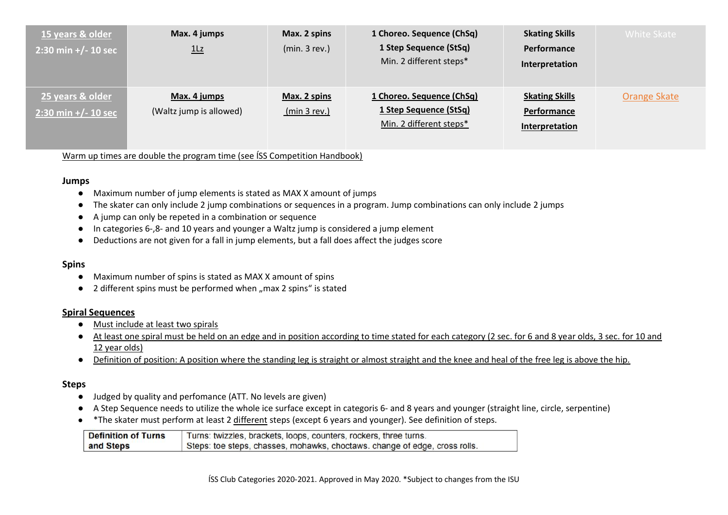| 15 years & older<br>2:30 min +/- 10 sec | Max. 4 jumps<br>1Lz | Max. 2 spins<br>(min. 3 rev.) | 1 Choreo. Sequence (ChSq)<br>1 Step Sequence (StSq)<br>Min. 2 different steps* | Skating Skills<br>Performance<br>Interpretation | White Skate |
|---|---|---|---|---|---|
| 25 years & older<br>2:30 min +/- 10 sec | Max. 4 jumps<br>(Waltz jump is allowed) | Max. 2 spins<br>(min 3 rev.) | 1 Choreo. Sequence (ChSq)<br>1 Step Sequence (StSq)<br>Min. 2 different steps* | Skating Skills<br>Performance<br>Interpretation | Orange Skate |

Warm up times are double the program time (see ÍSS Competition Handbook)

**Jumps**

- Maximum number of jump elements is stated as MAX X amount of jumps
- The skater can only include 2 jump combinations or sequences in a program. Jump combinations can only include 2 jumps
- A jump can only be repeted in a combination or sequence
- In categories 6-,8- and 10 years and younger a Waltz jump is considered a jump element
- Deductions are not given for a fall in jump elements, but a fall does affect the judges score

**Spins**

- Maximum number of spins is stated as MAX X amount of spins
- 2 different spins must be performed when „max 2 spins" is stated

**Spiral Sequences**

- Must include at least two spirals
- At least one spiral must be held on an edge and in position according to time stated for each category (2 sec. for 6 and 8 year olds, 3 sec. for 10 and 12 year olds)
- Definition of position: A position where the standing leg is straight or almost straight and the knee and heal of the free leg is above the hip.

**Steps**

- Judged by quality and perfomance (ATT. No levels are given)
- A Step Sequence needs to utilize the whole ice surface except in categoris 6- and 8 years and younger (straight line, circle, serpentine)
- *The skater must perform at least 2 different steps (except 6 years and younger). See definition of steps.

| Definition of Turns and Steps | Turns: twizzles, brackets, loops, counters, rockers, three turns.<br>Steps: toe steps, chasses, mohawks, choctaws. change of edge, cross rolls. |
|---|---|

ÍSS Club Categories 2020-2021. Approved in May 2020. *Subject to changes from the ISU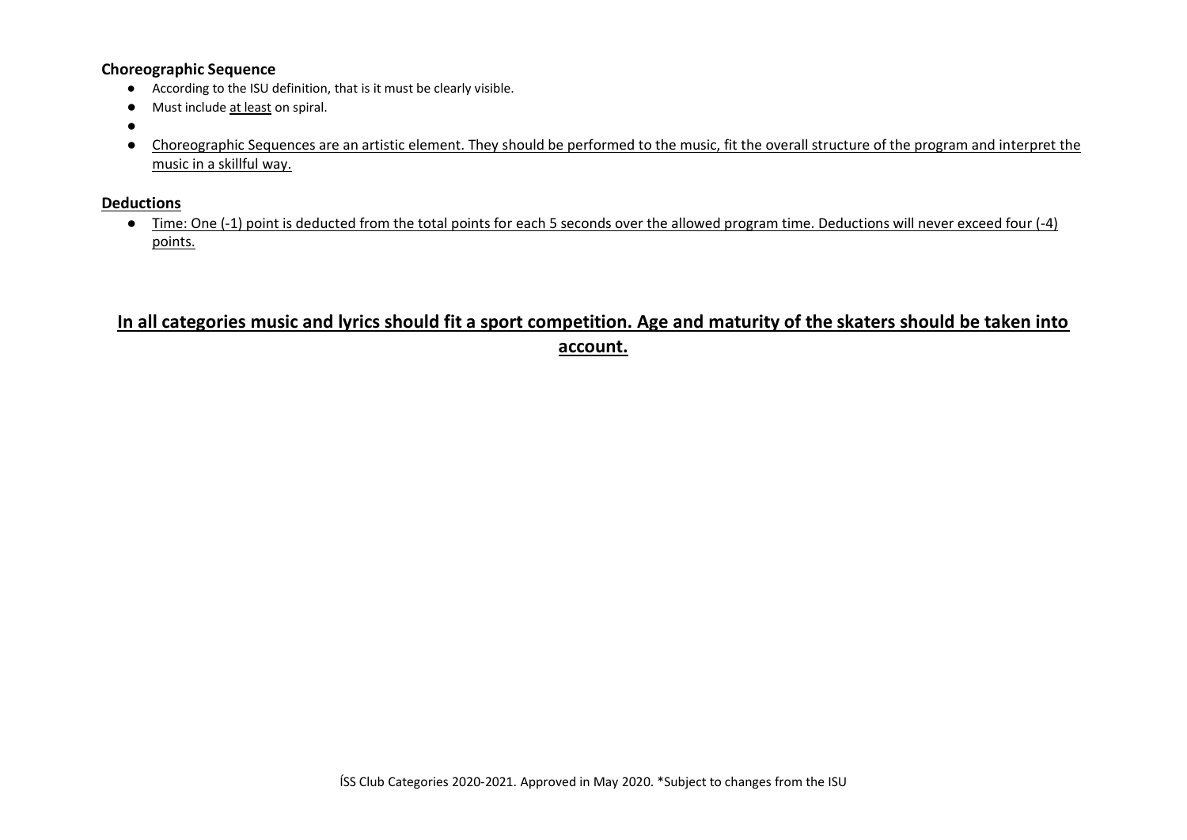**Choreographic Sequence**

- According to the ISU definition, that is it must be clearly visible.
- Must include at least on spiral.
- 
- Choreographic Sequences are an artistic element. They should be performed to the music, fit the overall structure of the program and interpret the music in a skillful way.

**Deductions**

- Time: One (-1) point is deducted from the total points for each 5 seconds over the allowed program time. Deductions will never exceed four (-4) points.

**In all categories music and lyrics should fit a sport competition. Age and maturity of the skaters should be taken into account.**

ÍSS Club Categories 2020-2021. Approved in May 2020. *Subject to changes from the ISU